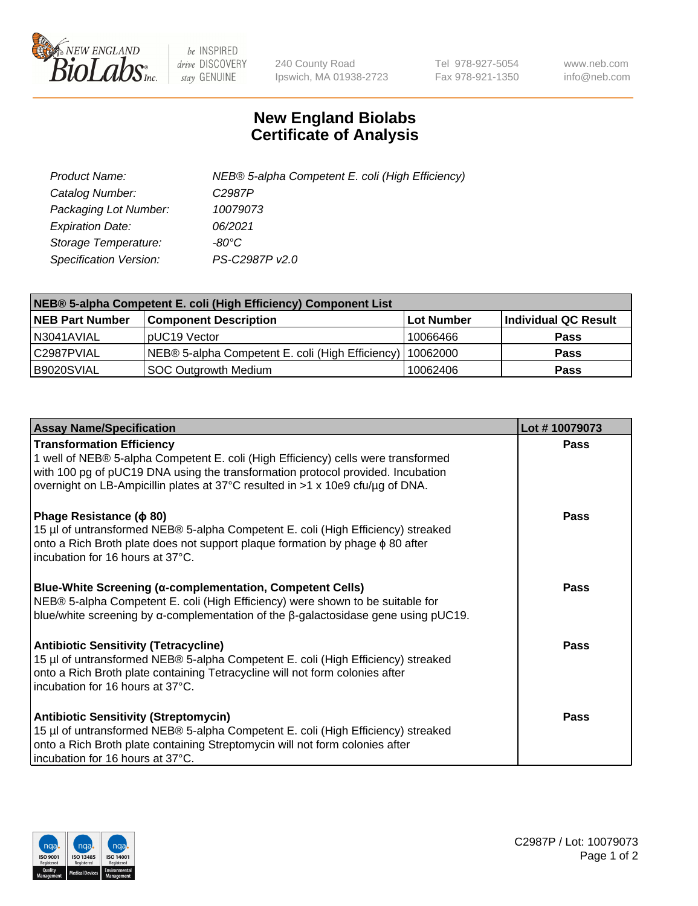240 County Road
Ipswich, MA 01938-2723

Tel 978-927-5054
Fax 978-921-1350

www.neb.com
info@neb.com

# New England Biolabs
# Certificate of Analysis

| | |
|---|---|
| *Product Name:* | *NEB® 5-alpha Competent E. coli (High Efficiency)* |
| *Catalog Number:* | *C2987P* |
| *Packaging Lot Number:* | *10079073* |
| *Expiration Date:* | *06/2021* |
| *Storage Temperature:* | *-80°C* |
| *Specification Version:* | *PS-C2987P v2.0* |

| NEB® 5-alpha Competent E. coli (High Efficiency) Component List | | | |
|---|---|---|---|
| **NEB Part Number** | **Component Description** | **Lot Number** | **Individual QC Result** |
| N3041AVIAL | pUC19 Vector | 10066466 | **Pass** |
| C2987PVIAL | NEB® 5-alpha Competent E. coli (High Efficiency) | 10062000 | **Pass** |
| B9020SVIAL | SOC Outgrowth Medium | 10062406 | **Pass** |

| Assay Name/Specification | Lot # 10079073 |
|---|---|
| **Transformation Efficiency**<br>1 well of NEB® 5-alpha Competent E. coli (High Efficiency) cells were transformed with 100 pg of pUC19 DNA using the transformation protocol provided. Incubation overnight on LB-Ampicillin plates at 37°C resulted in >1 x 10e9 cfu/µg of DNA. | **Pass** |
| **Phage Resistance (ϕ 80)**<br>15 µl of untransformed NEB® 5-alpha Competent E. coli (High Efficiency) streaked onto a Rich Broth plate does not support plaque formation by phage ϕ 80 after incubation for 16 hours at 37°C. | **Pass** |
| **Blue-White Screening (α-complementation, Competent Cells)**<br>NEB® 5-alpha Competent E. coli (High Efficiency) were shown to be suitable for blue/white screening by α-complementation of the β-galactosidase gene using pUC19. | **Pass** |
| **Antibiotic Sensitivity (Tetracycline)**<br>15 µl of untransformed NEB® 5-alpha Competent E. coli (High Efficiency) streaked onto a Rich Broth plate containing Tetracycline will not form colonies after incubation for 16 hours at 37°C. | **Pass** |
| **Antibiotic Sensitivity (Streptomycin)**<br>15 µl of untransformed NEB® 5-alpha Competent E. coli (High Efficiency) streaked onto a Rich Broth plate containing Streptomycin will not form colonies after incubation for 16 hours at 37°C. | **Pass** |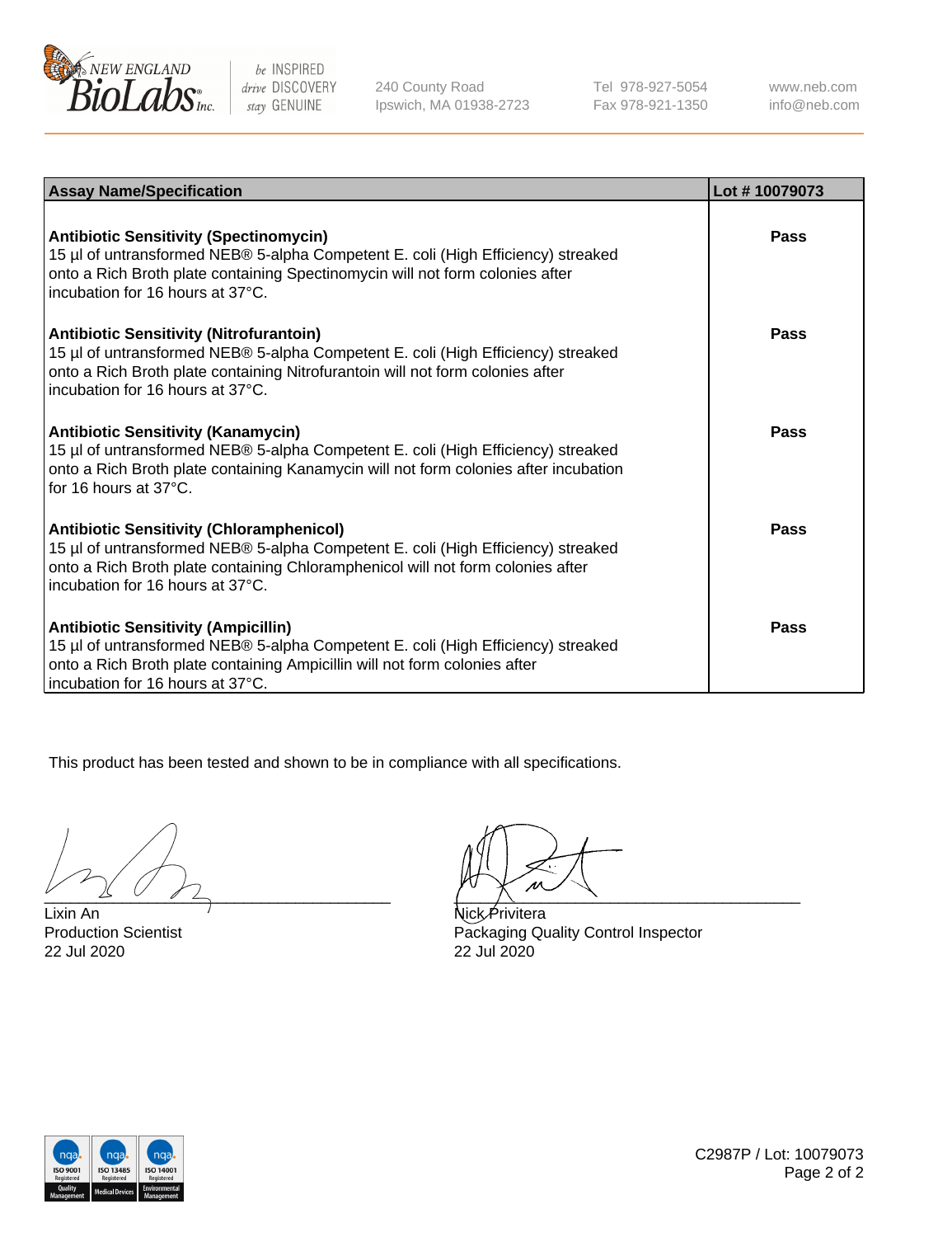| Assay Name/Specification | Lot # 10079073 |
|---|---|
| **Antibiotic Sensitivity (Spectinomycin)**<br>15 µl of untransformed NEB® 5-alpha Competent E. coli (High Efficiency) streaked onto a Rich Broth plate containing Spectinomycin will not form colonies after incubation for 16 hours at 37°C. | **Pass** |
| **Antibiotic Sensitivity (Nitrofurantoin)**<br>15 µl of untransformed NEB® 5-alpha Competent E. coli (High Efficiency) streaked onto a Rich Broth plate containing Nitrofurantoin will not form colonies after incubation for 16 hours at 37°C. | **Pass** |
| **Antibiotic Sensitivity (Kanamycin)**<br>15 µl of untransformed NEB® 5-alpha Competent E. coli (High Efficiency) streaked onto a Rich Broth plate containing Kanamycin will not form colonies after incubation for 16 hours at 37°C. | **Pass** |
| **Antibiotic Sensitivity (Chloramphenicol)**<br>15 µl of untransformed NEB® 5-alpha Competent E. coli (High Efficiency) streaked onto a Rich Broth plate containing Chloramphenicol will not form colonies after incubation for 16 hours at 37°C. | **Pass** |
| **Antibiotic Sensitivity (Ampicillin)**<br>15 µl of untransformed NEB® 5-alpha Competent E. coli (High Efficiency) streaked onto a Rich Broth plate containing Ampicillin will not form colonies after incubation for 16 hours at 37°C. | **Pass** |

This product has been tested and shown to be in compliance with all specifications.

Lixin An
Production Scientist
22 Jul 2020

Nick Privitera
Packaging Quality Control Inspector
22 Jul 2020

C2987P / Lot: 10079073